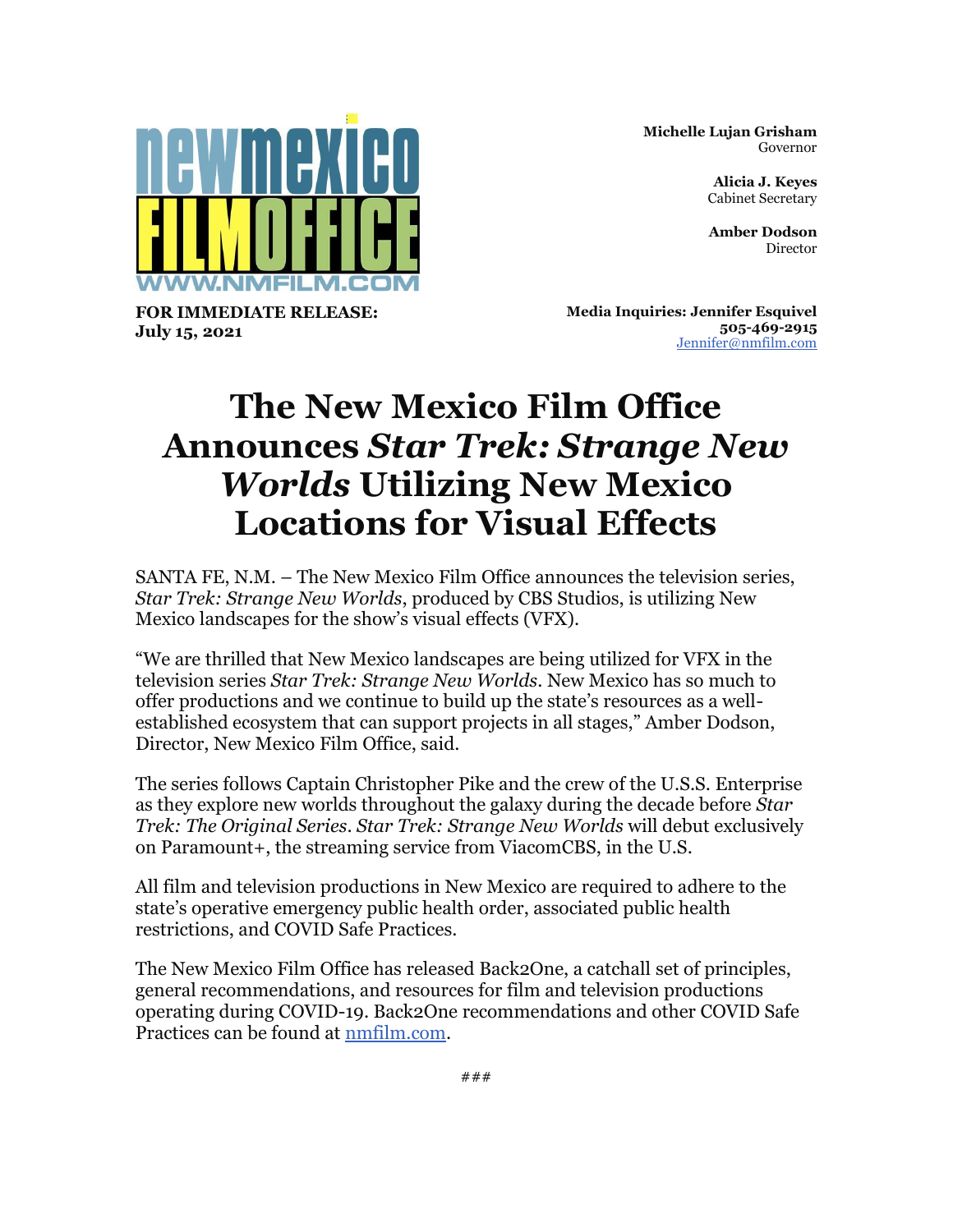newmexico FILMOFFICE
WWW.NMFILM.COM

**Michelle Lujan Grisham**
Governor

**Alicia J. Keyes**
Cabinet Secretary

**Amber Dodson**
Director

**FOR IMMEDIATE RELEASE:**
**July 15, 2021**

**Media Inquiries: Jennifer Esquivel**
**505-469-2915**
Jennifer@nmfilm.com

# The New Mexico Film Office Announces *Star Trek: Strange New Worlds* Utilizing New Mexico Locations for Visual Effects

SANTA FE, N.M. – The New Mexico Film Office announces the television series, *Star Trek: Strange New Worlds*, produced by CBS Studios, is utilizing New Mexico landscapes for the show's visual effects (VFX).

"We are thrilled that New Mexico landscapes are being utilized for VFX in the television series *Star Trek: Strange New Worlds*. New Mexico has so much to offer productions and we continue to build up the state's resources as a well-established ecosystem that can support projects in all stages," Amber Dodson, Director, New Mexico Film Office, said.

The series follows Captain Christopher Pike and the crew of the U.S.S. Enterprise as they explore new worlds throughout the galaxy during the decade before *Star Trek: The Original Series*. *Star Trek: Strange New Worlds* will debut exclusively on Paramount+, the streaming service from ViacomCBS, in the U.S.

All film and television productions in New Mexico are required to adhere to the state's operative emergency public health order, associated public health restrictions, and COVID Safe Practices.

The New Mexico Film Office has released Back2One, a catchall set of principles, general recommendations, and resources for film and television productions operating during COVID-19. Back2One recommendations and other COVID Safe Practices can be found at nmfilm.com.

###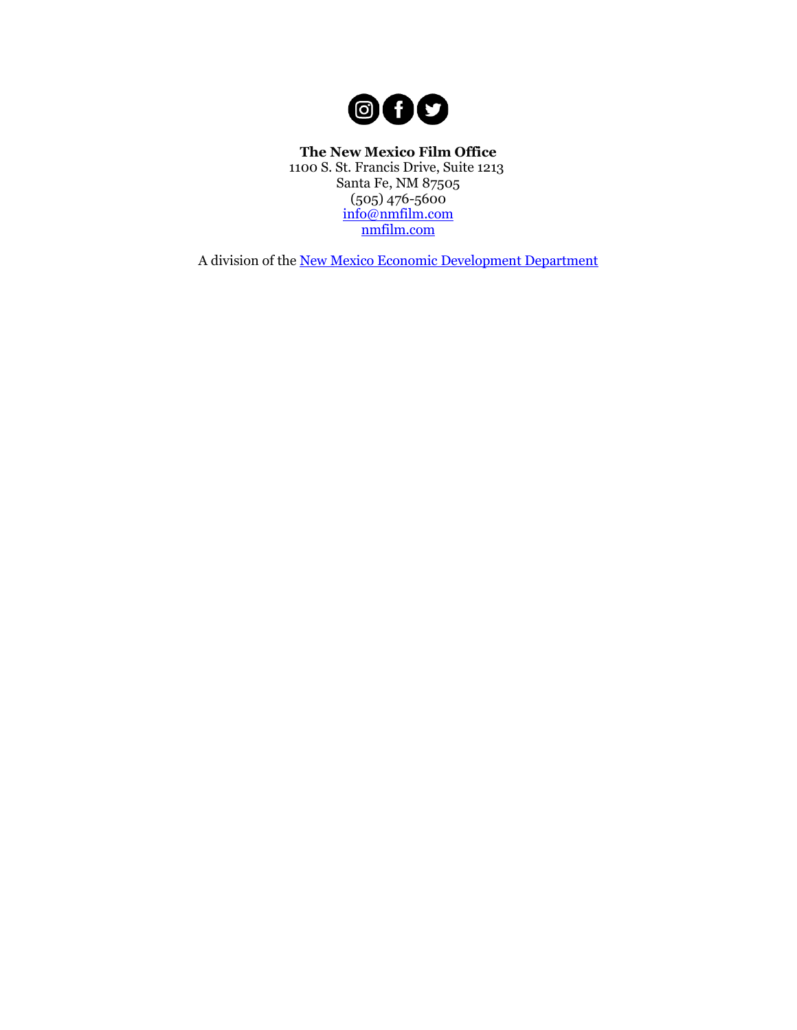**The New Mexico Film Office**
1100 S. St. Francis Drive, Suite 1213
Santa Fe, NM 87505
(505) 476-5600
info@nmfilm.com
nmfilm.com

A division of the New Mexico Economic Development Department